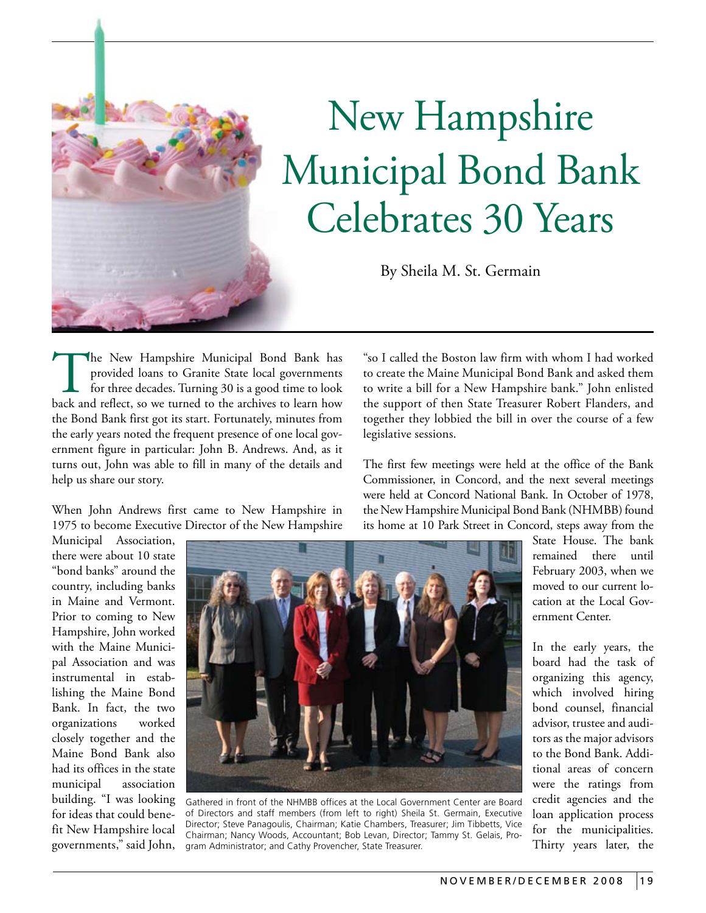# New Hampshire Municipal Bond Bank Celebrates 30 Years

By Sheila M. St. Germain

The New Hampshire Municipal Bond Bank has provided loans to Granite State local governments for three decades. Turning 30 is a good time to look back and reflect, so we turned to the archives to learn how the Bond Bank first got its start. Fortunately, minutes from the early years noted the frequent presence of one local government figure in particular: John B. Andrews. And, as it turns out, John was able to fill in many of the details and help us share our story.

When John Andrews first came to New Hampshire in 1975 to become Executive Director of the New Hampshire Municipal Association, there were about 10 state "bond banks" around the country, including banks in Maine and Vermont. Prior to coming to New Hampshire, John worked with the Maine Municipal Association and was instrumental in establishing the Maine Bond Bank. In fact, the two organizations worked closely together and the Maine Bond Bank also had its offices in the state municipal association building. "I was looking for ideas that could benefit New Hampshire local governments," said John, "so I called the Boston law firm with whom I had worked to create the Maine Municipal Bond Bank and asked them to write a bill for a New Hampshire bank." John enlisted the support of then State Treasurer Robert Flanders, and together they lobbied the bill in over the course of a few legislative sessions.

Gathered in front of the NHMBB offices at the Local Government Center are Board of Directors and staff members (from left to right) Sheila St. Germain, Executive Director; Steve Panagoulis, Chairman; Katie Chambers, Treasurer; Jim Tibbetts, Vice Chairman; Nancy Woods, Accountant; Bob Levan, Director; Tammy St. Gelais, Program Administrator; and Cathy Provencher, State Treasurer.

The first few meetings were held at the office of the Bank Commissioner, in Concord, and the next several meetings were held at Concord National Bank. In October of 1978, the New Hampshire Municipal Bond Bank (NHMBB) found its home at 10 Park Street in Concord, steps away from the State House. The bank remained there until February 2003, when we moved to our current location at the Local Government Center.

In the early years, the board had the task of organizing this agency, which involved hiring bond counsel, financial advisor, trustee and auditors as the major advisors to the Bond Bank. Additional areas of concern were the ratings from credit agencies and the loan application process for the municipalities. Thirty years later, the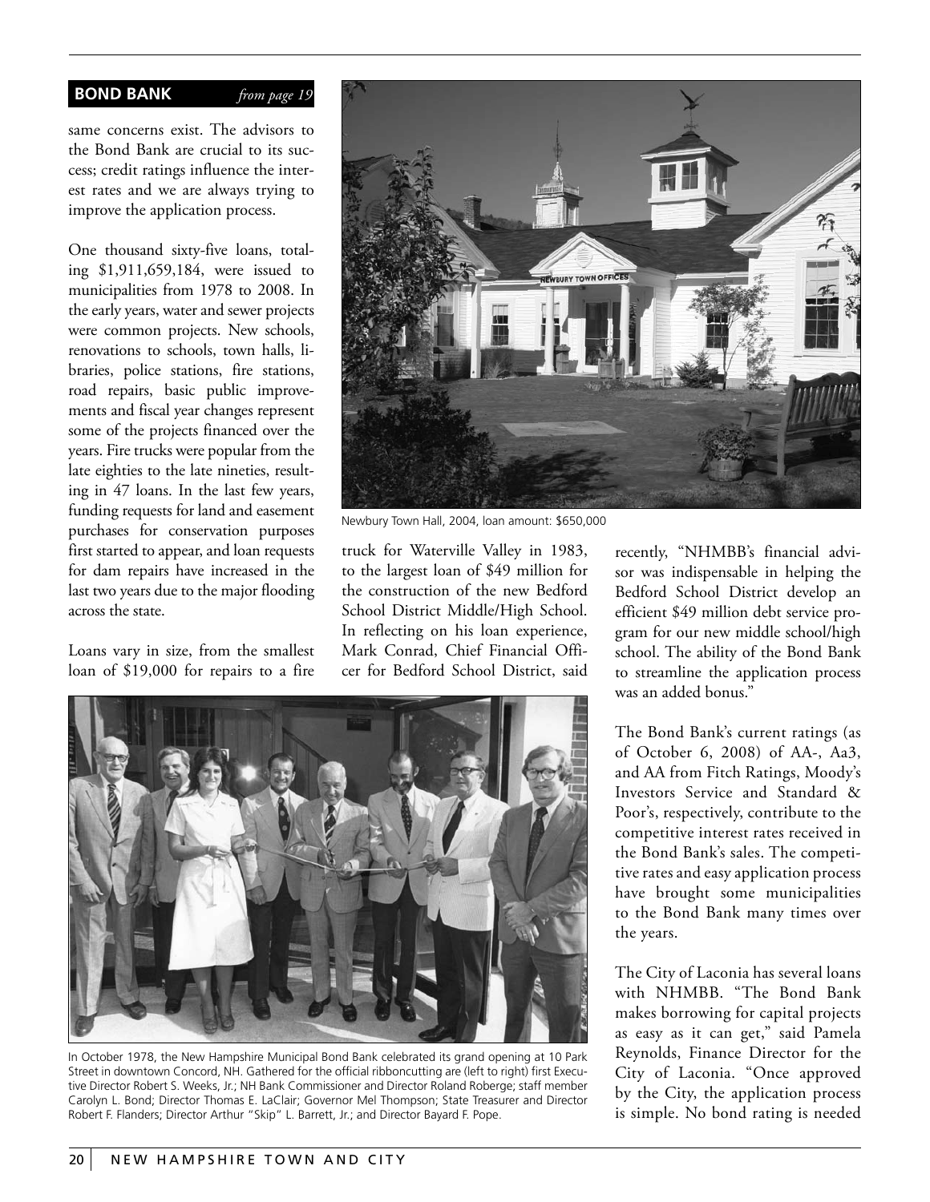**BOND BANK** *from page 19*

same concerns exist. The advisors to the Bond Bank are crucial to its success; credit ratings influence the interest rates and we are always trying to improve the application process.

One thousand sixty-five loans, totaling $1,911,659,184, were issued to municipalities from 1978 to 2008. In the early years, water and sewer projects were common projects. New schools, renovations to schools, town halls, libraries, police stations, fire stations, road repairs, basic public improvements and fiscal year changes represent some of the projects financed over the years. Fire trucks were popular from the late eighties to the late nineties, resulting in 47 loans. In the last few years, funding requests for land and easement purchases for conservation purposes first started to appear, and loan requests for dam repairs have increased in the last two years due to the major flooding across the state.

Loans vary in size, from the smallest loan of $19,000 for repairs to a fire truck for Waterville Valley in 1983, to the largest loan of $49 million for the construction of the new Bedford School District Middle/High School. In reflecting on his loan experience, Mark Conrad, Chief Financial Officer for Bedford School District, said recently, "NHMBB's financial advisor was indispensable in helping the Bedford School District develop an efficient $49 million debt service program for our new middle school/high school. The ability of the Bond Bank to streamline the application process was an added bonus."

Newbury Town Hall, 2004, loan amount: $650,000

In October 1978, the New Hampshire Municipal Bond Bank celebrated its grand opening at 10 Park Street in downtown Concord, NH. Gathered for the official ribboncutting are (left to right) first Executive Director Robert S. Weeks, Jr.; NH Bank Commissioner and Director Roland Roberge; staff member Carolyn L. Bond; Director Thomas E. LaClair; Governor Mel Thompson; State Treasurer and Director Robert F. Flanders; Director Arthur "Skip" L. Barrett, Jr.; and Director Bayard F. Pope.

The Bond Bank's current ratings (as of October 6, 2008) of AA-, Aa3, and AA from Fitch Ratings, Moody's Investors Service and Standard & Poor's, respectively, contribute to the competitive interest rates received in the Bond Bank's sales. The competitive rates and easy application process have brought some municipalities to the Bond Bank many times over the years.

The City of Laconia has several loans with NHMBB. "The Bond Bank makes borrowing for capital projects as easy as it can get," said Pamela Reynolds, Finance Director for the City of Laconia. "Once approved by the City, the application process is simple. No bond rating is needed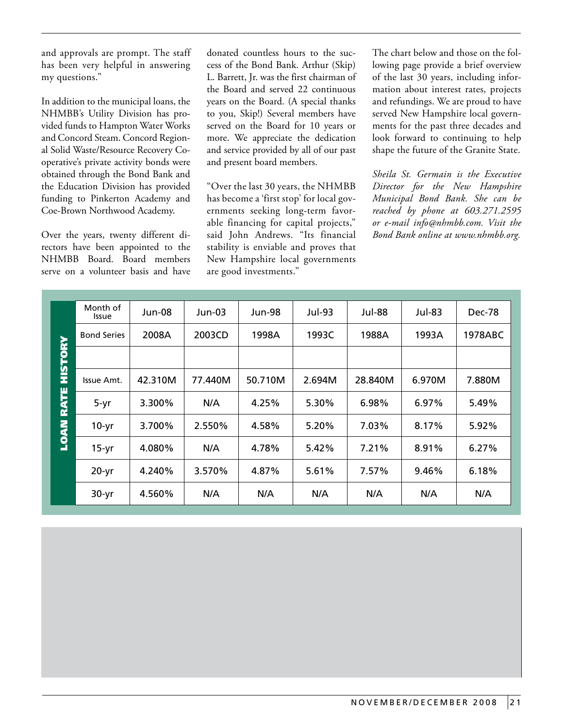and approvals are prompt. The staff has been very helpful in answering my questions."

In addition to the municipal loans, the NHMBB's Utility Division has provided funds to Hampton Water Works and Concord Steam. Concord Regional Solid Waste/Resource Recovery Cooperative's private activity bonds were obtained through the Bond Bank and the Education Division has provided funding to Pinkerton Academy and Coe-Brown Northwood Academy.

Over the years, twenty different directors have been appointed to the NHMBB Board. Board members serve on a volunteer basis and have donated countless hours to the success of the Bond Bank. Arthur (Skip) L. Barrett, Jr. was the first chairman of the Board and served 22 continuous years on the Board. (A special thanks to you, Skip!) Several members have served on the Board for 10 years or more. We appreciate the dedication and service provided by all of our past and present board members.

"Over the last 30 years, the NHMBB has become a 'first stop' for local governments seeking long-term favorable financing for capital projects," said John Andrews. "Its financial stability is enviable and proves that New Hampshire local governments are good investments."

The chart below and those on the following page provide a brief overview of the last 30 years, including information about interest rates, projects and refundings. We are proud to have served New Hampshire local governments for the past three decades and look forward to continuing to help shape the future of the Granite State.

*Sheila St. Germain is the Executive Director for the New Hampshire Municipal Bond Bank. She can be reached by phone at 603.271.2595 or e-mail info@nhmbb.com. Visit the Bond Bank online at www.nhmbb.org.*

**LOAN RATE HISTORY**

| Month of Issue | Jun-08 | Jun-03 | Jun-98 | Jul-93 | Jul-88 | Jul-83 | Dec-78 |
|---|---|---|---|---|---|---|---|
| Bond Series | 2008A | 2003CD | 1998A | 1993C | 1988A | 1993A | 1978ABC |
| | | | | | | | |
| Issue Amt. | 42.310M | 77.440M | 50.710M | 2.694M | 28.840M | 6.970M | 7.880M |
| 5-yr | 3.300% | N/A | 4.25% | 5.30% | 6.98% | 6.97% | 5.49% |
| 10-yr | 3.700% | 2.550% | 4.58% | 5.20% | 7.03% | 8.17% | 5.92% |
| 15-yr | 4.080% | N/A | 4.78% | 5.42% | 7.21% | 8.91% | 6.27% |
| 20-yr | 4.240% | 3.570% | 4.87% | 5.61% | 7.57% | 9.46% | 6.18% |
| 30-yr | 4.560% | N/A | N/A | N/A | N/A | N/A | N/A |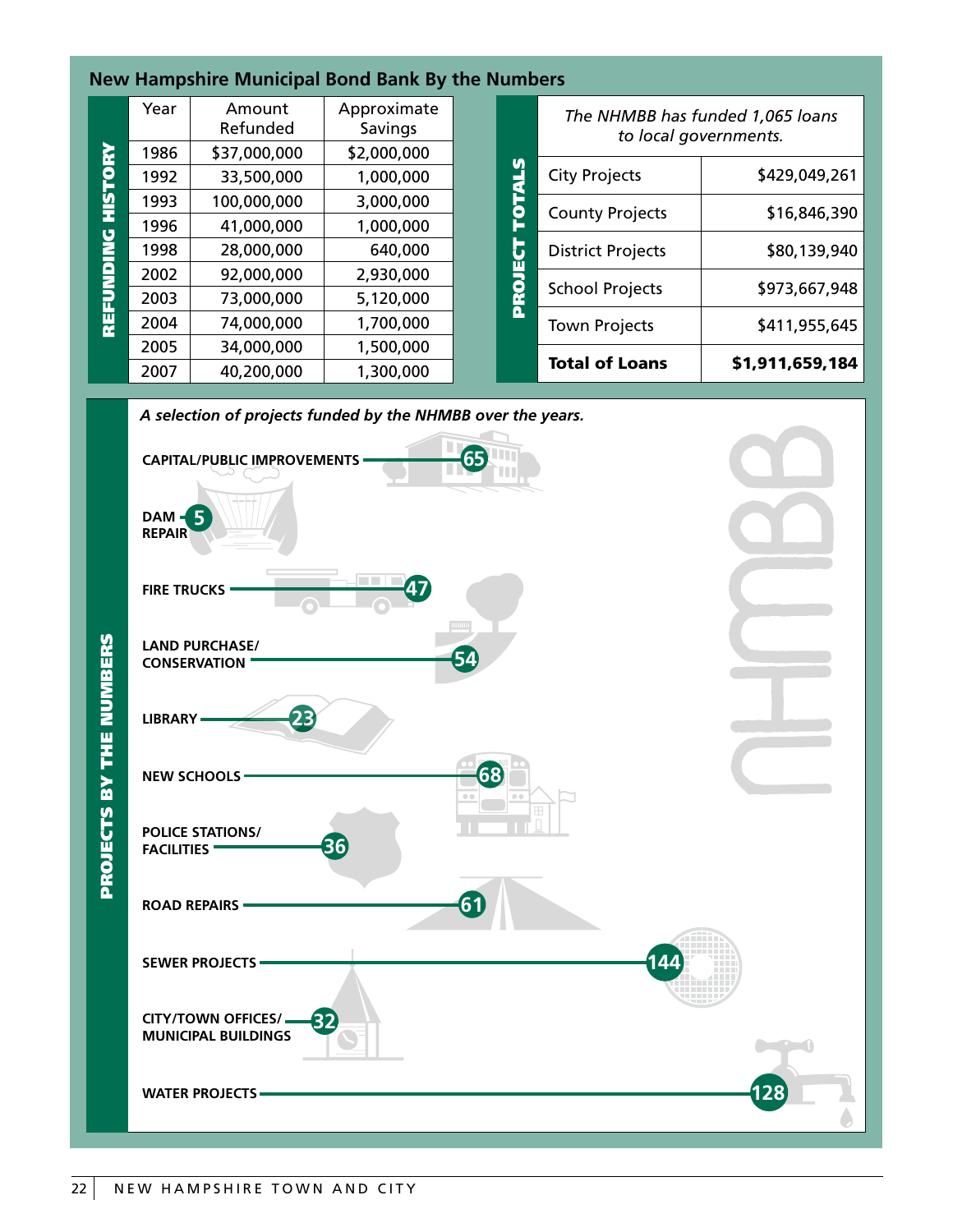## New Hampshire Municipal Bond Bank By the Numbers

**REFUNDING HISTORY**

| Year | Amount Refunded | Approximate Savings |
|---|---|---|
| 1986 | $37,000,000 | $2,000,000 |
| 1992 | 33,500,000 | 1,000,000 |
| 1993 | 100,000,000 | 3,000,000 |
| 1996 | 41,000,000 | 1,000,000 |
| 1998 | 28,000,000 | 640,000 |
| 2002 | 92,000,000 | 2,930,000 |
| 2003 | 73,000,000 | 5,120,000 |
| 2004 | 74,000,000 | 1,700,000 |
| 2005 | 34,000,000 | 1,500,000 |
| 2007 | 40,200,000 | 1,300,000 |

**PROJECT TOTALS**

*The NHMBB has funded 1,065 loans to local governments.*

| | |
|---|---|
| City Projects | $429,049,261 |
| County Projects | $16,846,390 |
| District Projects | $80,139,940 |
| School Projects | $973,667,948 |
| Town Projects | $411,955,645 |
| **Total of Loans** | **$1,911,659,184** |

**PROJECTS BY THE NUMBERS**

***A selection of projects funded by the NHMBB over the years.***

CAPITAL/PUBLIC IMPROVEMENTS 65

DAM REPAIR 5

FIRE TRUCKS 47

LAND PURCHASE/ CONSERVATION 54

LIBRARY 23

NEW SCHOOLS 68

POLICE STATIONS/ FACILITIES 36

ROAD REPAIRS 61

SEWER PROJECTS 144

CITY/TOWN OFFICES/ MUNICIPAL BUILDINGS 32

WATER PROJECTS 128

NHMBB